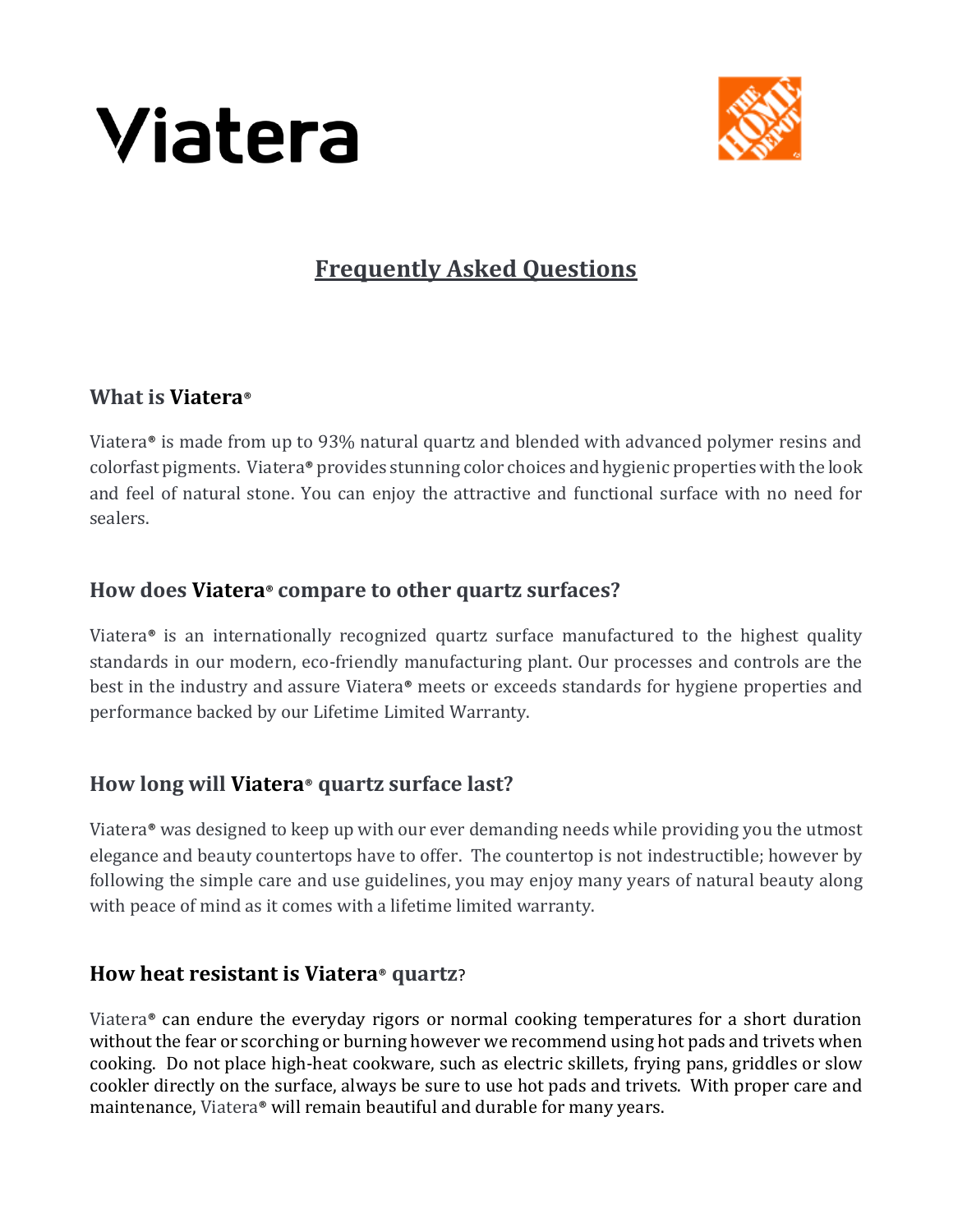Viatera

# Frequently Asked Questions

## What is Viatera®

Viatera® is made from up to 93% natural quartz and blended with advanced polymer resins and colorfast pigments. Viatera® provides stunning color choices and hygienic properties with the look and feel of natural stone. You can enjoy the attractive and functional surface with no need for sealers.

## How does Viatera® compare to other quartz surfaces?

Viatera® is an internationally recognized quartz surface manufactured to the highest quality standards in our modern, eco-friendly manufacturing plant. Our processes and controls are the best in the industry and assure Viatera® meets or exceeds standards for hygiene properties and performance backed by our Lifetime Limited Warranty.

## How long will Viatera® quartz surface last?

Viatera® was designed to keep up with our ever demanding needs while providing you the utmost elegance and beauty countertops have to offer. The countertop is not indestructible; however by following the simple care and use guidelines, you may enjoy many years of natural beauty along with peace of mind as it comes with a lifetime limited warranty.

## How heat resistant is Viatera® quartz?

Viatera® can endure the everyday rigors or normal cooking temperatures for a short duration without the fear or scorching or burning however we recommend using hot pads and trivets when cooking. Do not place high-heat cookware, such as electric skillets, frying pans, griddles or slow cookler directly on the surface, always be sure to use hot pads and trivets. With proper care and maintenance, Viatera® will remain beautiful and durable for many years.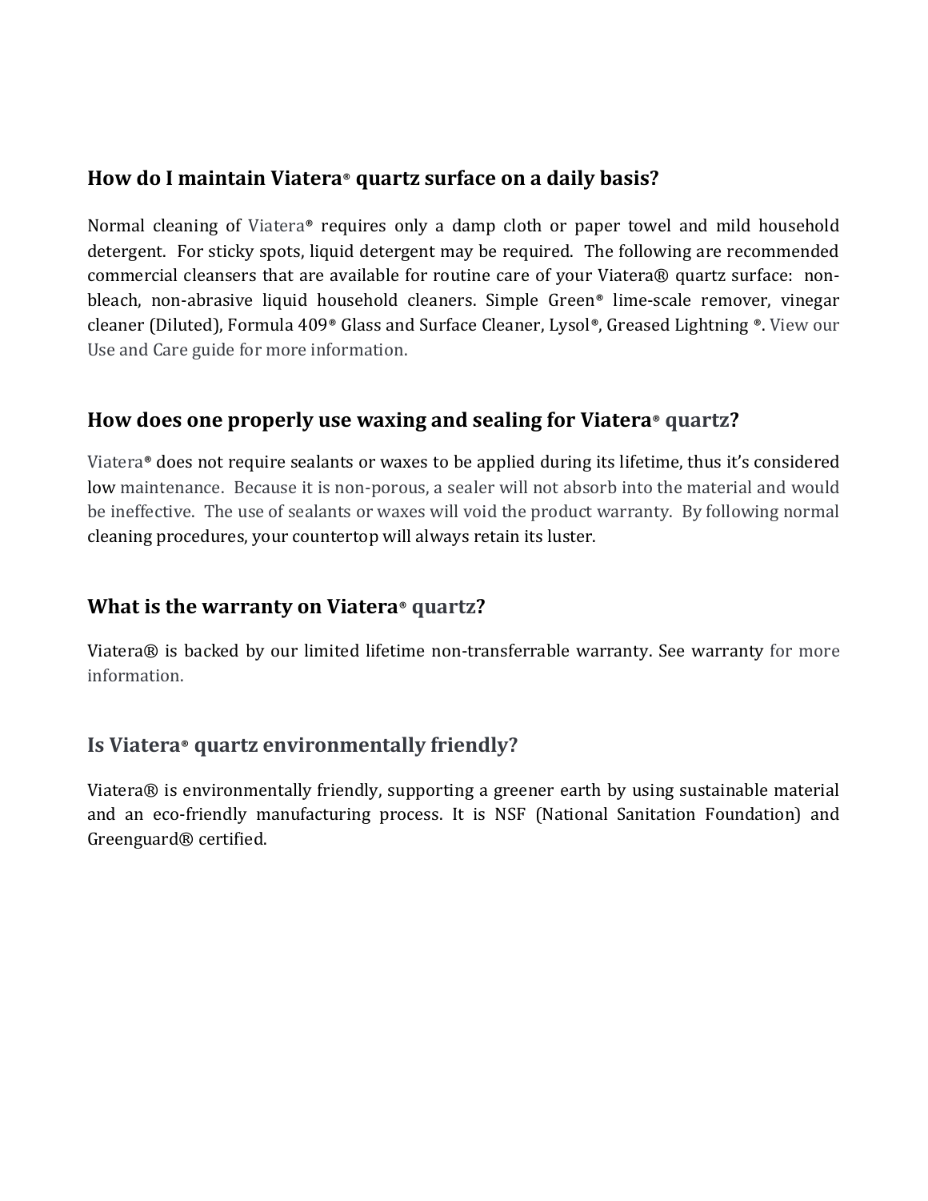## How do I maintain Viatera® quartz surface on a daily basis?

Normal cleaning of Viatera® requires only a damp cloth or paper towel and mild household detergent. For sticky spots, liquid detergent may be required. The following are recommended commercial cleansers that are available for routine care of your Viatera® quartz surface: non-bleach, non-abrasive liquid household cleaners. Simple Green® lime-scale remover, vinegar cleaner (Diluted), Formula 409® Glass and Surface Cleaner, Lysol®, Greased Lightning ®. View our Use and Care guide for more information.

## How does one properly use waxing and sealing for Viatera® quartz?

Viatera® does not require sealants or waxes to be applied during its lifetime, thus it's considered low maintenance. Because it is non-porous, a sealer will not absorb into the material and would be ineffective. The use of sealants or waxes will void the product warranty. By following normal cleaning procedures, your countertop will always retain its luster.

## What is the warranty on Viatera® quartz?

Viatera® is backed by our limited lifetime non-transferrable warranty. See warranty for more information.

## Is Viatera® quartz environmentally friendly?

Viatera® is environmentally friendly, supporting a greener earth by using sustainable material and an eco-friendly manufacturing process. It is NSF (National Sanitation Foundation) and Greenguard® certified.